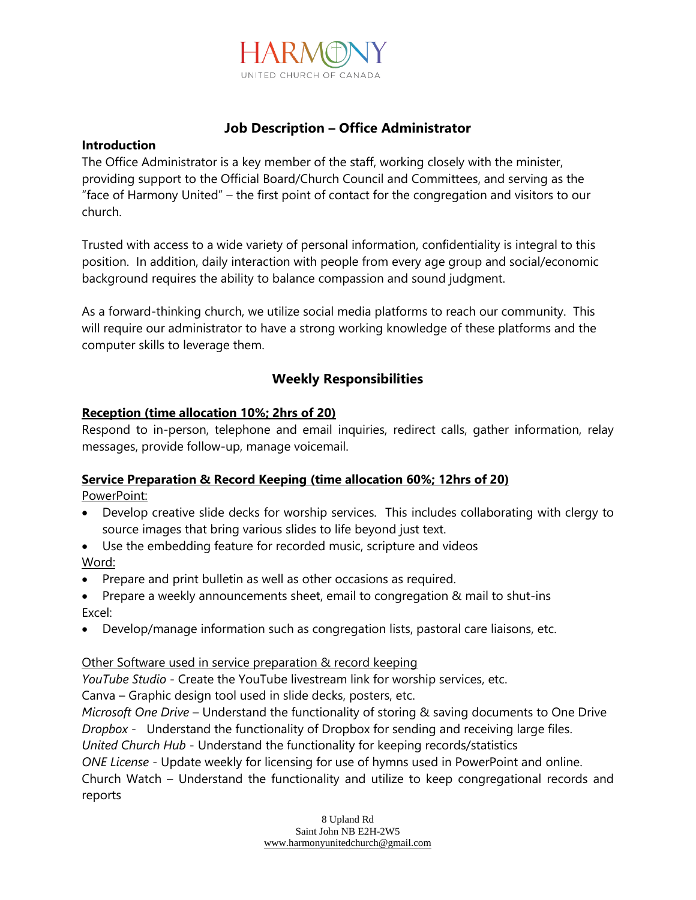HARMONY
UNITED CHURCH OF CANADA

## Job Description – Office Administrator

**Introduction**

The Office Administrator is a key member of the staff, working closely with the minister, providing support to the Official Board/Church Council and Committees, and serving as the "face of Harmony United" – the first point of contact for the congregation and visitors to our church.

Trusted with access to a wide variety of personal information, confidentiality is integral to this position. In addition, daily interaction with people from every age group and social/economic background requires the ability to balance compassion and sound judgment.

As a forward-thinking church, we utilize social media platforms to reach our community. This will require our administrator to have a strong working knowledge of these platforms and the computer skills to leverage them.

## Weekly Responsibilities

**Reception (time allocation 10%; 2hrs of 20)**

Respond to in-person, telephone and email inquiries, redirect calls, gather information, relay messages, provide follow-up, manage voicemail.

**Service Preparation & Record Keeping (time allocation 60%; 12hrs of 20)**

PowerPoint:

- Develop creative slide decks for worship services. This includes collaborating with clergy to source images that bring various slides to life beyond just text.
- Use the embedding feature for recorded music, scripture and videos

Word:

- Prepare and print bulletin as well as other occasions as required.
- Prepare a weekly announcements sheet, email to congregation & mail to shut-ins

Excel:

- Develop/manage information such as congregation lists, pastoral care liaisons, etc.

Other Software used in service preparation & record keeping

*YouTube Studio* - Create the YouTube livestream link for worship services, etc.
Canva – Graphic design tool used in slide decks, posters, etc.
*Microsoft One Drive* – Understand the functionality of storing & saving documents to One Drive
*Dropbox* - Understand the functionality of Dropbox for sending and receiving large files.
*United Church Hub* - Understand the functionality for keeping records/statistics
*ONE License* - Update weekly for licensing for use of hymns used in PowerPoint and online.
Church Watch – Understand the functionality and utilize to keep congregational records and reports

8 Upland Rd
Saint John NB E2H-2W5
www.harmonyunitedchurch@gmail.com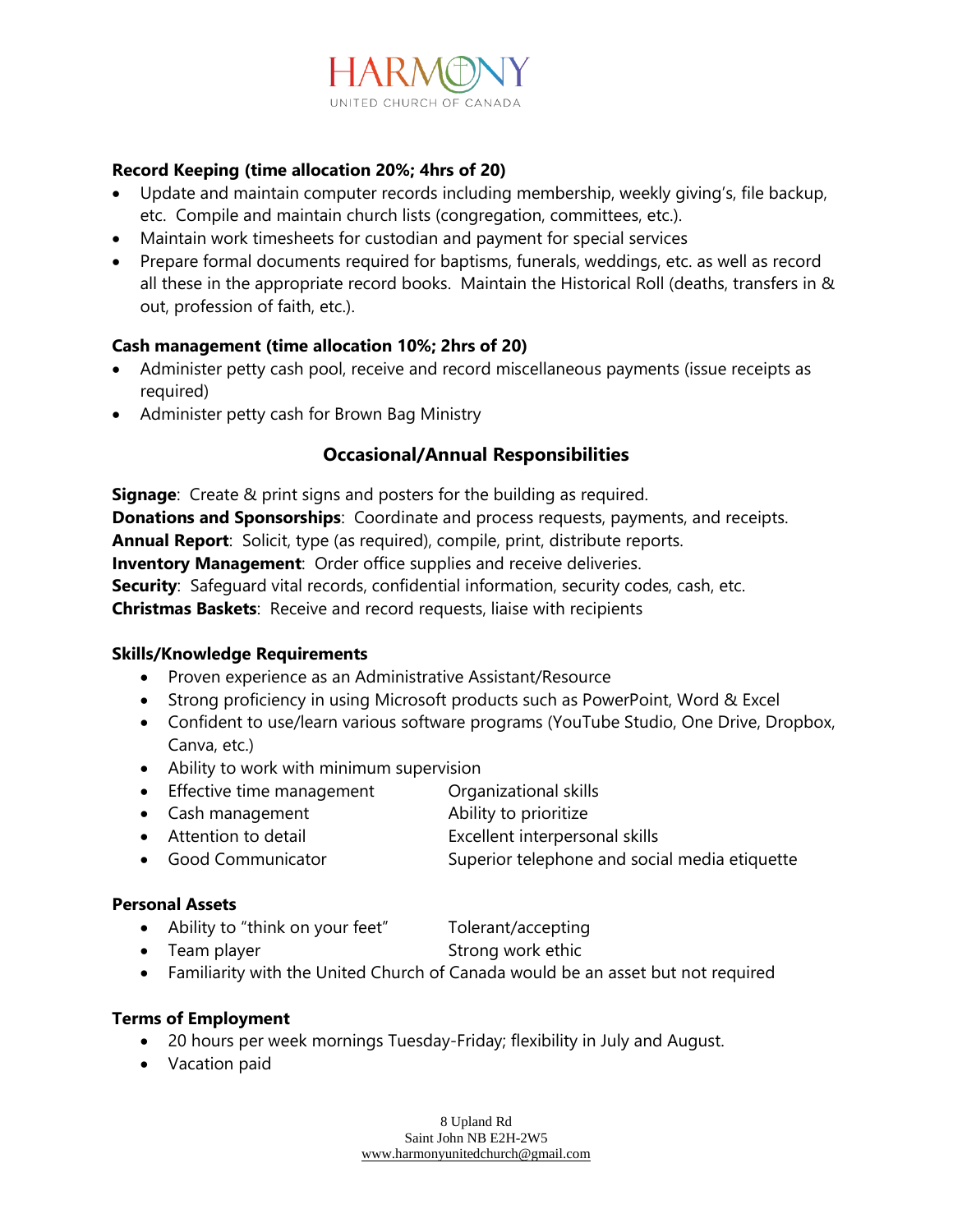HARMONY

UNITED CHURCH OF CANADA

**Record Keeping (time allocation 20%; 4hrs of 20)**

- Update and maintain computer records including membership, weekly giving's, file backup, etc. Compile and maintain church lists (congregation, committees, etc.).
- Maintain work timesheets for custodian and payment for special services
- Prepare formal documents required for baptisms, funerals, weddings, etc. as well as record all these in the appropriate record books. Maintain the Historical Roll (deaths, transfers in & out, profession of faith, etc.).

**Cash management (time allocation 10%; 2hrs of 20)**

- Administer petty cash pool, receive and record miscellaneous payments (issue receipts as required)
- Administer petty cash for Brown Bag Ministry

## Occasional/Annual Responsibilities

**Signage**: Create & print signs and posters for the building as required.
**Donations and Sponsorships**: Coordinate and process requests, payments, and receipts.
**Annual Report**: Solicit, type (as required), compile, print, distribute reports.
**Inventory Management**: Order office supplies and receive deliveries.
**Security**: Safeguard vital records, confidential information, security codes, cash, etc.
**Christmas Baskets**: Receive and record requests, liaise with recipients

**Skills/Knowledge Requirements**

- Proven experience as an Administrative Assistant/Resource
- Strong proficiency in using Microsoft products such as PowerPoint, Word & Excel
- Confident to use/learn various software programs (YouTube Studio, One Drive, Dropbox, Canva, etc.)
- Ability to work with minimum supervision
- Effective time management
- Organizational skills
- Cash management
- Ability to prioritize
- Attention to detail
- Excellent interpersonal skills
- Good Communicator
- Superior telephone and social media etiquette

**Personal Assets**

- Ability to "think on your feet"
- Tolerant/accepting
- Team player
- Strong work ethic
- Familiarity with the United Church of Canada would be an asset but not required

**Terms of Employment**

- 20 hours per week mornings Tuesday-Friday; flexibility in July and August.
- Vacation paid

8 Upland Rd
Saint John NB E2H-2W5
www.harmonyunitedchurch@gmail.com